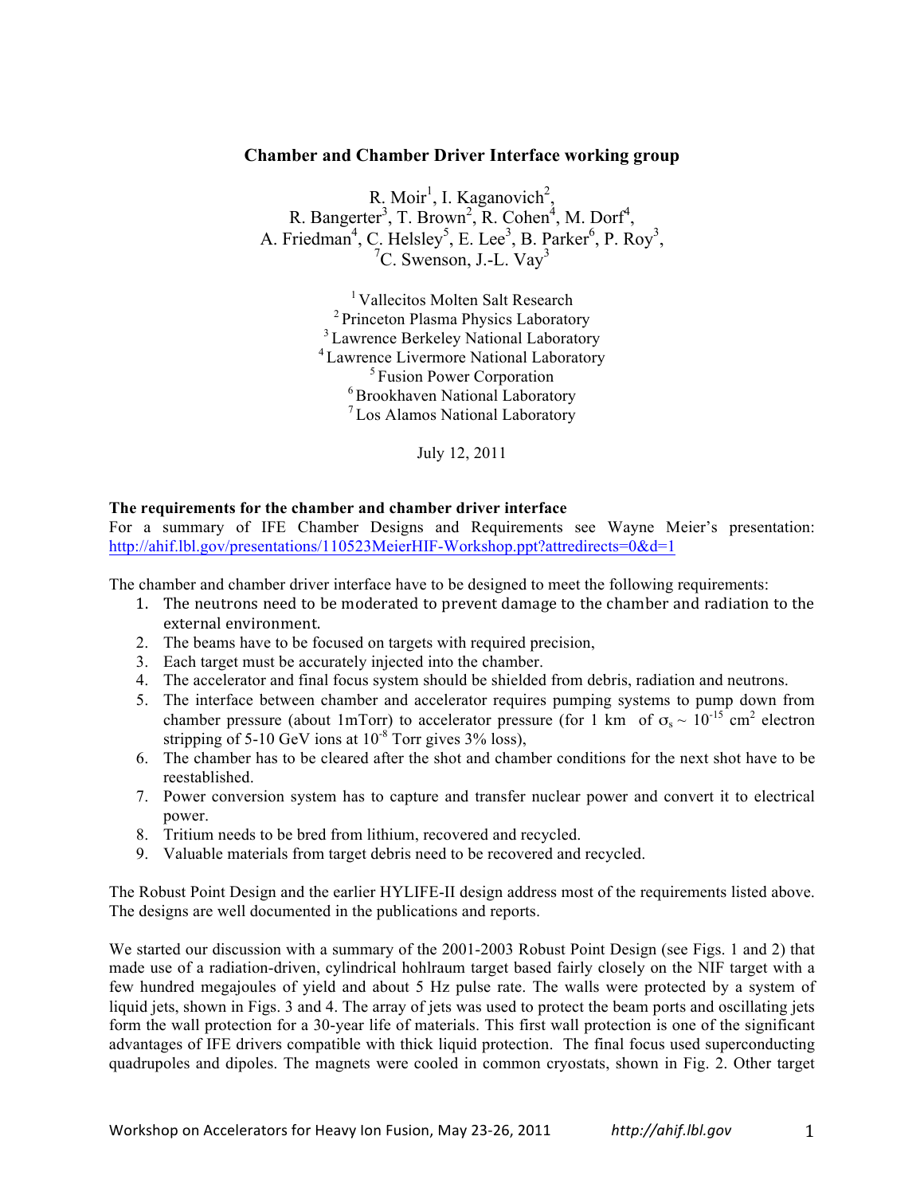# Chamber and Chamber Driver Interface working group

R. Moir[1], I. Kaganovich[2],
R. Bangerter[3], T. Brown[2], R. Cohen[4], M. Dorf[4],
A. Friedman[4], C. Helsley[5], E. Lee[3], B. Parker[6], P. Roy[3],
[7]C. Swenson, J.-L. Vay[3]

[1] Vallecitos Molten Salt Research
[2] Princeton Plasma Physics Laboratory
[3] Lawrence Berkeley National Laboratory
[4] Lawrence Livermore National Laboratory
[5] Fusion Power Corporation
[6] Brookhaven National Laboratory
[7] Los Alamos National Laboratory

July 12, 2011

**The requirements for the chamber and chamber driver interface**

For a summary of IFE Chamber Designs and Requirements see Wayne Meier's presentation: http://ahif.lbl.gov/presentations/110523MeierHIF-Workshop.ppt?attredirects=0&d=1

The chamber and chamber driver interface have to be designed to meet the following requirements:

1. The neutrons need to be moderated to prevent damage to the chamber and radiation to the external environment.
2. The beams have to be focused on targets with required precision,
3. Each target must be accurately injected into the chamber.
4. The accelerator and final focus system should be shielded from debris, radiation and neutrons.
5. The interface between chamber and accelerator requires pumping systems to pump down from chamber pressure (about 1mTorr) to accelerator pressure (for 1 km of $\sigma_s \sim 10^{-15}$ cm$^2$ electron stripping of 5-10 GeV ions at $10^{-8}$ Torr gives 3% loss),
6. The chamber has to be cleared after the shot and chamber conditions for the next shot have to be reestablished.
7. Power conversion system has to capture and transfer nuclear power and convert it to electrical power.
8. Tritium needs to be bred from lithium, recovered and recycled.
9. Valuable materials from target debris need to be recovered and recycled.

The Robust Point Design and the earlier HYLIFE-II design address most of the requirements listed above. The designs are well documented in the publications and reports.

We started our discussion with a summary of the 2001-2003 Robust Point Design (see Figs. 1 and 2) that made use of a radiation-driven, cylindrical hohlraum target based fairly closely on the NIF target with a few hundred megajoules of yield and about 5 Hz pulse rate. The walls were protected by a system of liquid jets, shown in Figs. 3 and 4. The array of jets was used to protect the beam ports and oscillating jets form the wall protection for a 30-year life of materials. This first wall protection is one of the significant advantages of IFE drivers compatible with thick liquid protection. The final focus used superconducting quadrupoles and dipoles. The magnets were cooled in common cryostats, shown in Fig. 2. Other target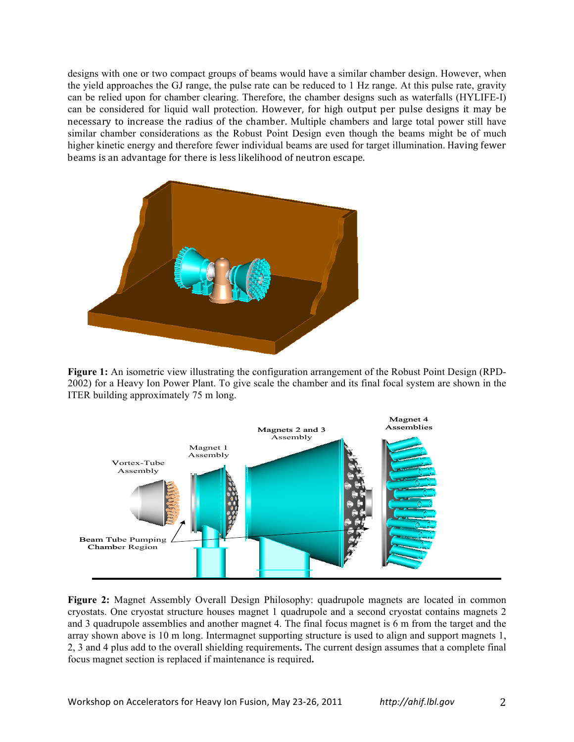designs with one or two compact groups of beams would have a similar chamber design. However, when the yield approaches the GJ range, the pulse rate can be reduced to 1 Hz range. At this pulse rate, gravity can be relied upon for chamber clearing. Therefore, the chamber designs such as waterfalls (HYLIFE-I) can be considered for liquid wall protection. However, for high output per pulse designs it may be necessary to increase the radius of the chamber. Multiple chambers and large total power still have similar chamber considerations as the Robust Point Design even though the beams might be of much higher kinetic energy and therefore fewer individual beams are used for target illumination. Having fewer beams is an advantage for there is less likelihood of neutron escape.

**Figure 1:** An isometric view illustrating the configuration arrangement of the Robust Point Design (RPD-2002) for a Heavy Ion Power Plant. To give scale the chamber and its final focal system are shown in the ITER building approximately 75 m long.

**Figure 2:** Magnet Assembly Overall Design Philosophy: quadrupole magnets are located in common cryostats. One cryostat structure houses magnet 1 quadrupole and a second cryostat contains magnets 2 and 3 quadrupole assemblies and another magnet 4. The final focus magnet is 6 m from the target and the array shown above is 10 m long. Intermagnet supporting structure is used to align and support magnets 1, 2, 3 and 4 plus add to the overall shielding requirements**.** The current design assumes that a complete final focus magnet section is replaced if maintenance is required**.**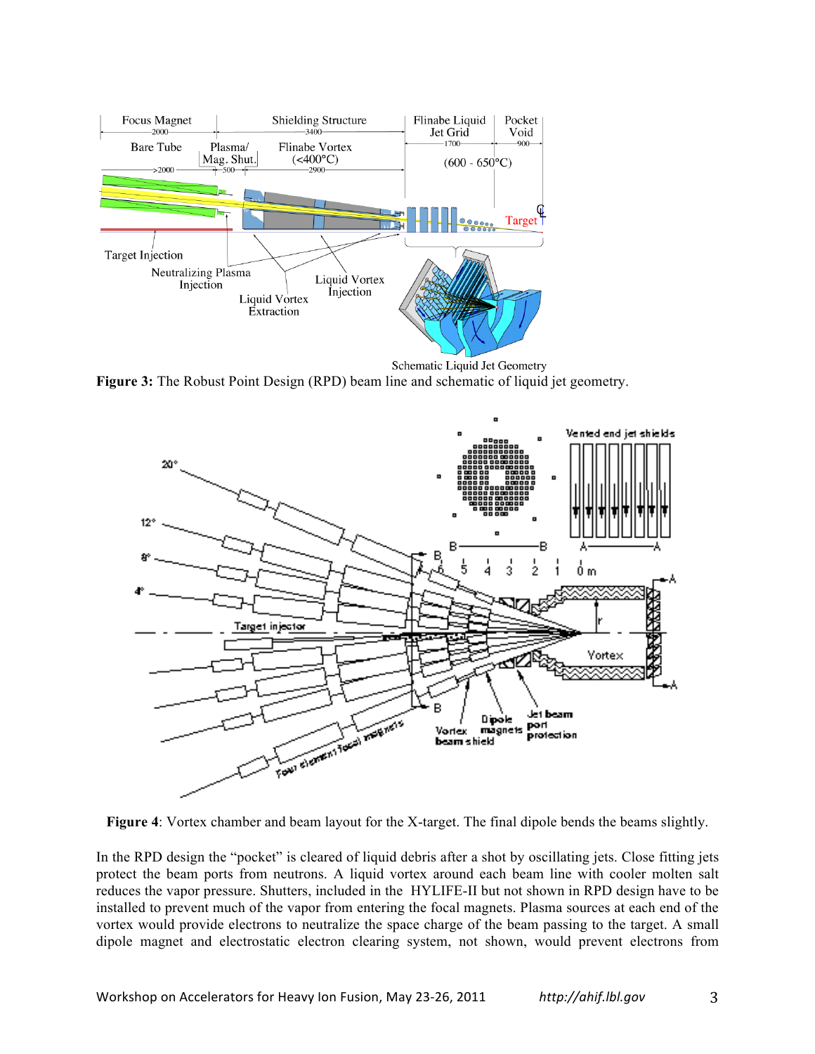**Figure 3:** The Robust Point Design (RPD) beam line and schematic of liquid jet geometry.

**Figure 4**: Vortex chamber and beam layout for the X-target. The final dipole bends the beams slightly.

In the RPD design the "pocket" is cleared of liquid debris after a shot by oscillating jets. Close fitting jets protect the beam ports from neutrons. A liquid vortex around each beam line with cooler molten salt reduces the vapor pressure. Shutters, included in the HYLIFE-II but not shown in RPD design have to be installed to prevent much of the vapor from entering the focal magnets. Plasma sources at each end of the vortex would provide electrons to neutralize the space charge of the beam passing to the target. A small dipole magnet and electrostatic electron clearing system, not shown, would prevent electrons from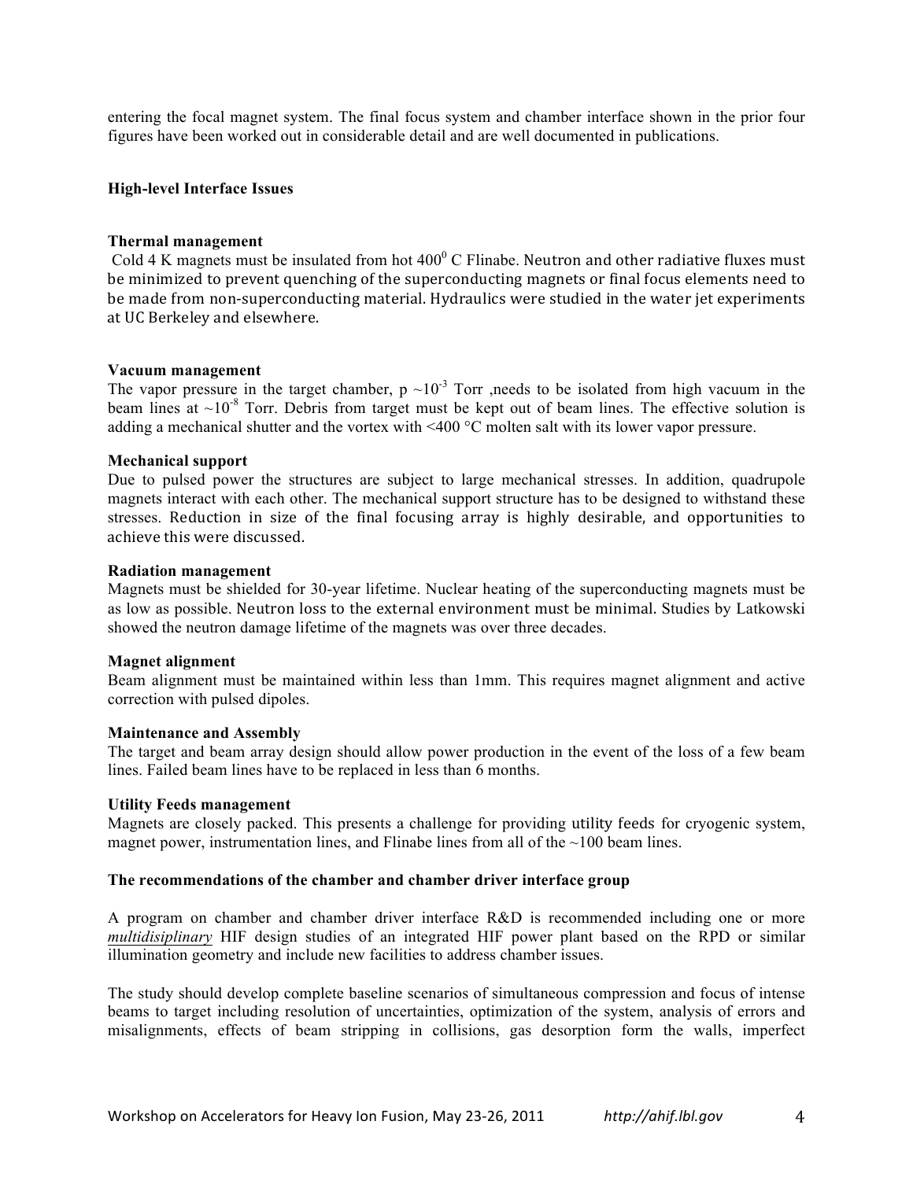entering the focal magnet system. The final focus system and chamber interface shown in the prior four figures have been worked out in considerable detail and are well documented in publications.

## High-level Interface Issues

### Thermal management

Cold 4 K magnets must be insulated from hot $400^0$ C Flinabe. Neutron and other radiative fluxes must be minimized to prevent quenching of the superconducting magnets or final focus elements need to be made from non-superconducting material. Hydraulics were studied in the water jet experiments at UC Berkeley and elsewhere.

### Vacuum management

The vapor pressure in the target chamber, p $\sim 10^{-3}$ Torr ,needs to be isolated from high vacuum in the beam lines at $\sim 10^{-8}$ Torr. Debris from target must be kept out of beam lines. The effective solution is adding a mechanical shutter and the vortex with <400 °C molten salt with its lower vapor pressure.

### Mechanical support

Due to pulsed power the structures are subject to large mechanical stresses. In addition, quadrupole magnets interact with each other. The mechanical support structure has to be designed to withstand these stresses. Reduction in size of the final focusing array is highly desirable, and opportunities to achieve this were discussed.

### Radiation management

Magnets must be shielded for 30-year lifetime. Nuclear heating of the superconducting magnets must be as low as possible. Neutron loss to the external environment must be minimal. Studies by Latkowski showed the neutron damage lifetime of the magnets was over three decades.

### Magnet alignment

Beam alignment must be maintained within less than 1mm. This requires magnet alignment and active correction with pulsed dipoles.

### Maintenance and Assembly

The target and beam array design should allow power production in the event of the loss of a few beam lines. Failed beam lines have to be replaced in less than 6 months.

### Utility Feeds management

Magnets are closely packed. This presents a challenge for providing utility feeds for cryogenic system, magnet power, instrumentation lines, and Flinabe lines from all of the ~100 beam lines.

## The recommendations of the chamber and chamber driver interface group

A program on chamber and chamber driver interface R&D is recommended including one or more ***multidisiplinary*** HIF design studies of an integrated HIF power plant based on the RPD or similar illumination geometry and include new facilities to address chamber issues.

The study should develop complete baseline scenarios of simultaneous compression and focus of intense beams to target including resolution of uncertainties, optimization of the system, analysis of errors and misalignments, effects of beam stripping in collisions, gas desorption form the walls, imperfect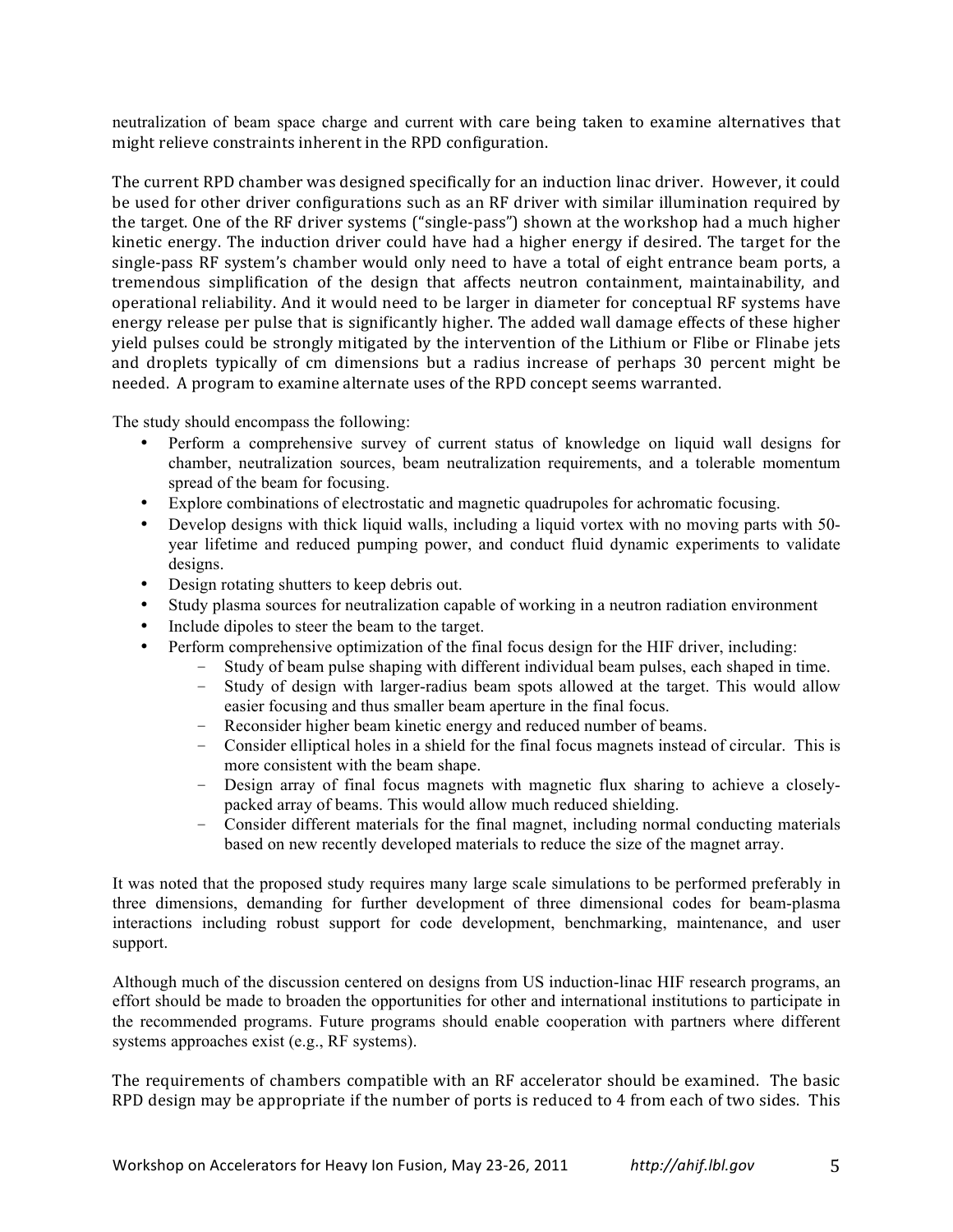neutralization of beam space charge and current with care being taken to examine alternatives that might relieve constraints inherent in the RPD configuration.

The current RPD chamber was designed specifically for an induction linac driver. However, it could be used for other driver configurations such as an RF driver with similar illumination required by the target. One of the RF driver systems ("single-pass") shown at the workshop had a much higher kinetic energy. The induction driver could have had a higher energy if desired. The target for the single-pass RF system's chamber would only need to have a total of eight entrance beam ports, a tremendous simplification of the design that affects neutron containment, maintainability, and operational reliability. And it would need to be larger in diameter for conceptual RF systems have energy release per pulse that is significantly higher. The added wall damage effects of these higher yield pulses could be strongly mitigated by the intervention of the Lithium or Flibe or Flinabe jets and droplets typically of cm dimensions but a radius increase of perhaps 30 percent might be needed. A program to examine alternate uses of the RPD concept seems warranted.

The study should encompass the following:

- Perform a comprehensive survey of current status of knowledge on liquid wall designs for chamber, neutralization sources, beam neutralization requirements, and a tolerable momentum spread of the beam for focusing.
- Explore combinations of electrostatic and magnetic quadrupoles for achromatic focusing.
- Develop designs with thick liquid walls, including a liquid vortex with no moving parts with 50-year lifetime and reduced pumping power, and conduct fluid dynamic experiments to validate designs.
- Design rotating shutters to keep debris out.
- Study plasma sources for neutralization capable of working in a neutron radiation environment
- Include dipoles to steer the beam to the target.
- Perform comprehensive optimization of the final focus design for the HIF driver, including:
  - Study of beam pulse shaping with different individual beam pulses, each shaped in time.
  - Study of design with larger-radius beam spots allowed at the target. This would allow easier focusing and thus smaller beam aperture in the final focus.
  - Reconsider higher beam kinetic energy and reduced number of beams.
  - Consider elliptical holes in a shield for the final focus magnets instead of circular. This is more consistent with the beam shape.
  - Design array of final focus magnets with magnetic flux sharing to achieve a closely-packed array of beams. This would allow much reduced shielding.
  - Consider different materials for the final magnet, including normal conducting materials based on new recently developed materials to reduce the size of the magnet array.

It was noted that the proposed study requires many large scale simulations to be performed preferably in three dimensions, demanding for further development of three dimensional codes for beam-plasma interactions including robust support for code development, benchmarking, maintenance, and user support.

Although much of the discussion centered on designs from US induction-linac HIF research programs, an effort should be made to broaden the opportunities for other and international institutions to participate in the recommended programs. Future programs should enable cooperation with partners where different systems approaches exist (e.g., RF systems).

The requirements of chambers compatible with an RF accelerator should be examined. The basic RPD design may be appropriate if the number of ports is reduced to 4 from each of two sides. This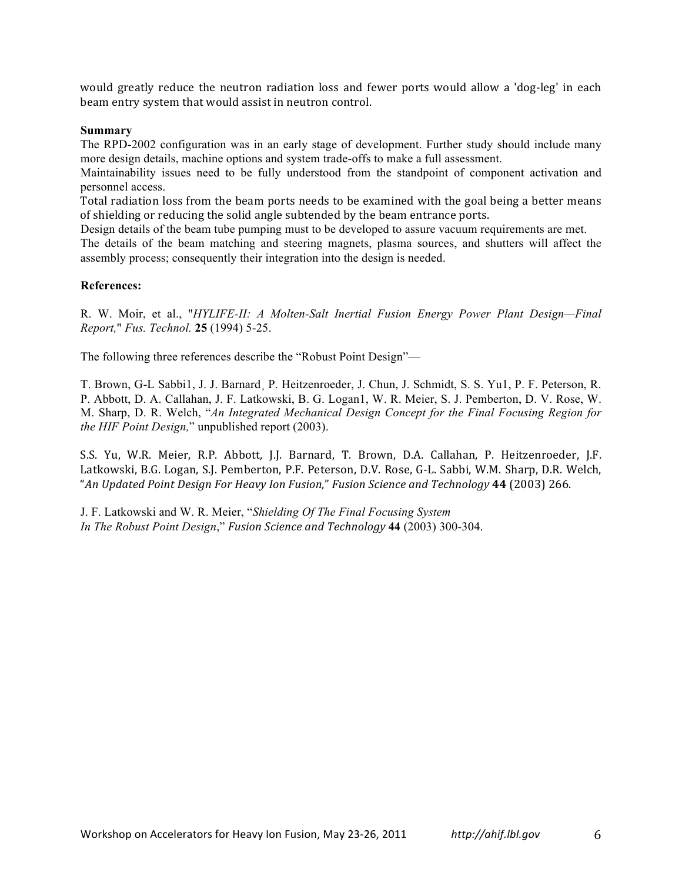would greatly reduce the neutron radiation loss and fewer ports would allow a 'dog-leg' in each beam entry system that would assist in neutron control.

**Summary**

The RPD-2002 configuration was in an early stage of development. Further study should include many more design details, machine options and system trade-offs to make a full assessment.

Maintainability issues need to be fully understood from the standpoint of component activation and personnel access.

Total radiation loss from the beam ports needs to be examined with the goal being a better means of shielding or reducing the solid angle subtended by the beam entrance ports.

Design details of the beam tube pumping must to be developed to assure vacuum requirements are met.

The details of the beam matching and steering magnets, plasma sources, and shutters will affect the assembly process; consequently their integration into the design is needed.

**References:**

R. W. Moir, et al., "*HYLIFE-II: A Molten-Salt Inertial Fusion Energy Power Plant Design—Final Report,*" *Fus. Technol.* **25** (1994) 5-25.

The following three references describe the "Robust Point Design"—

T. Brown, G-L Sabbi1, J. J. Barnard¸ P. Heitzenroeder, J. Chun, J. Schmidt, S. S. Yu1, P. F. Peterson, R. P. Abbott, D. A. Callahan, J. F. Latkowski, B. G. Logan1, W. R. Meier, S. J. Pemberton, D. V. Rose, W. M. Sharp, D. R. Welch, "*An Integrated Mechanical Design Concept for the Final Focusing Region for the HIF Point Design,*" unpublished report (2003).

S.S. Yu, W.R. Meier, R.P. Abbott, J.J. Barnard, T. Brown, D.A. Callahan, P. Heitzenroeder, J.F. Latkowski, B.G. Logan, S.J. Pemberton, P.F. Peterson, D.V. Rose, G-L. Sabbi, W.M. Sharp, D.R. Welch, "*An Updated Point Design For Heavy Ion Fusion,*" *Fusion Science and Technology* **44** (2003) 266.

J. F. Latkowski and W. R. Meier, "*Shielding Of The Final Focusing System In The Robust Point Design*," *Fusion Science and Technology* **44** (2003) 300-304.